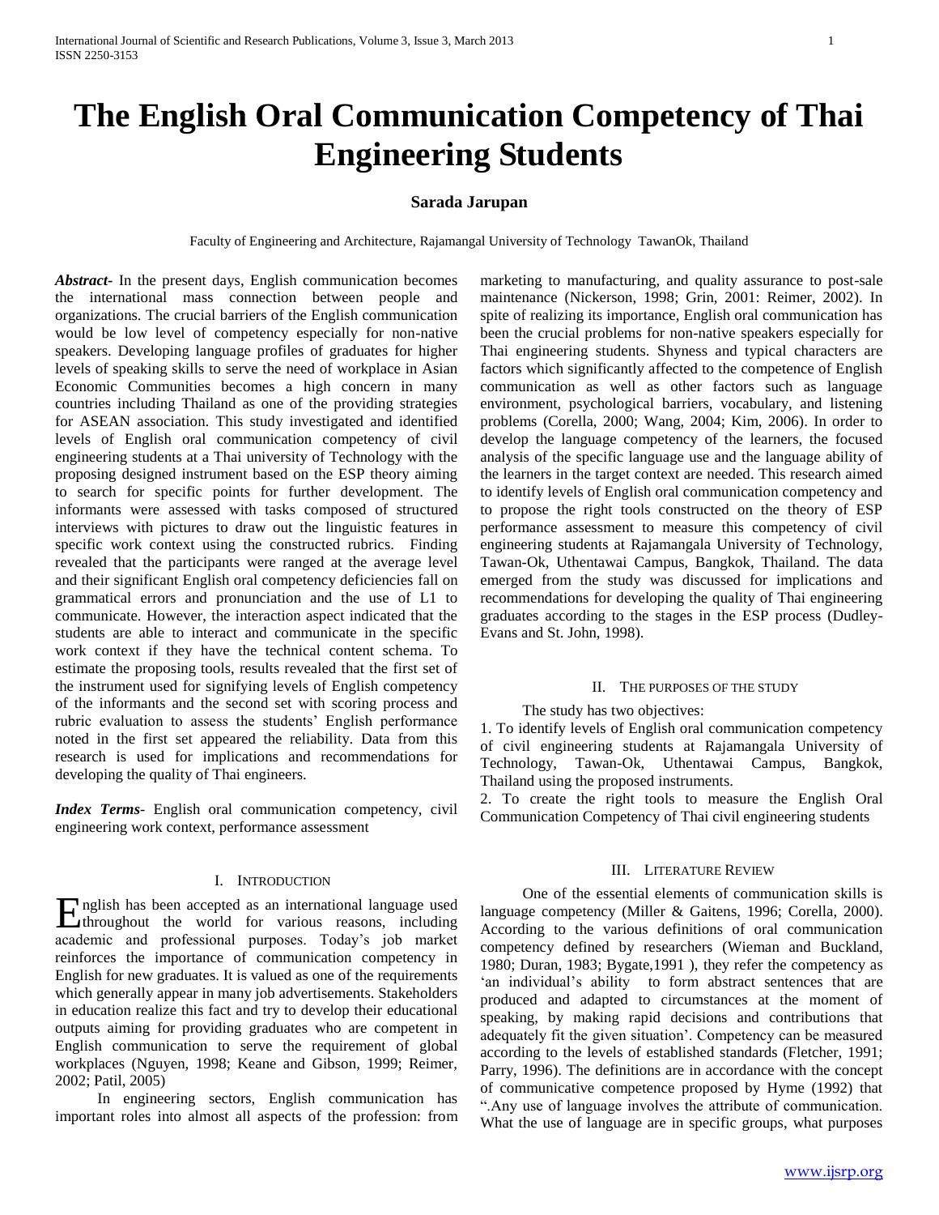# The English Oral Communication Competency of Thai Engineering Students

**Sarada Jarupan**

Faculty of Engineering and Architecture, Rajamangal University of Technology TawanOk, Thailand

***Abstract-*** In the present days, English communication becomes the international mass connection between people and organizations. The crucial barriers of the English communication would be low level of competency especially for non-native speakers. Developing language profiles of graduates for higher levels of speaking skills to serve the need of workplace in Asian Economic Communities becomes a high concern in many countries including Thailand as one of the providing strategies for ASEAN association. This study investigated and identified levels of English oral communication competency of civil engineering students at a Thai university of Technology with the proposing designed instrument based on the ESP theory aiming to search for specific points for further development. The informants were assessed with tasks composed of structured interviews with pictures to draw out the linguistic features in specific work context using the constructed rubrics. Finding revealed that the participants were ranged at the average level and their significant English oral competency deficiencies fall on grammatical errors and pronunciation and the use of L1 to communicate. However, the interaction aspect indicated that the students are able to interact and communicate in the specific work context if they have the technical content schema. To estimate the proposing tools, results revealed that the first set of the instrument used for signifying levels of English competency of the informants and the second set with scoring process and rubric evaluation to assess the students' English performance noted in the first set appeared the reliability. Data from this research is used for implications and recommendations for developing the quality of Thai engineers.

***Index Terms-*** English oral communication competency, civil engineering work context, performance assessment

## I. Introduction

English has been accepted as an international language used throughout the world for various reasons, including academic and professional purposes. Today's job market reinforces the importance of communication competency in English for new graduates. It is valued as one of the requirements which generally appear in many job advertisements. Stakeholders in education realize this fact and try to develop their educational outputs aiming for providing graduates who are competent in English communication to serve the requirement of global workplaces (Nguyen, 1998; Keane and Gibson, 1999; Reimer, 2002; Patil, 2005)

In engineering sectors, English communication has important roles into almost all aspects of the profession: from marketing to manufacturing, and quality assurance to post-sale maintenance (Nickerson, 1998; Grin, 2001: Reimer, 2002). In spite of realizing its importance, English oral communication has been the crucial problems for non-native speakers especially for Thai engineering students. Shyness and typical characters are factors which significantly affected to the competence of English communication as well as other factors such as language environment, psychological barriers, vocabulary, and listening problems (Corella, 2000; Wang, 2004; Kim, 2006). In order to develop the language competency of the learners, the focused analysis of the specific language use and the language ability of the learners in the target context are needed. This research aimed to identify levels of English oral communication competency and to propose the right tools constructed on the theory of ESP performance assessment to measure this competency of civil engineering students at Rajamangala University of Technology, Tawan-Ok, Uthentawai Campus, Bangkok, Thailand. The data emerged from the study was discussed for implications and recommendations for developing the quality of Thai engineering graduates according to the stages in the ESP process (Dudley-Evans and St. John, 1998).

## II. The purposes of the study

The study has two objectives:

1. To identify levels of English oral communication competency of civil engineering students at Rajamangala University of Technology, Tawan-Ok, Uthentawai Campus, Bangkok, Thailand using the proposed instruments.
2. To create the right tools to measure the English Oral Communication Competency of Thai civil engineering students

## III. Literature Review

One of the essential elements of communication skills is language competency (Miller & Gaitens, 1996; Corella, 2000). According to the various definitions of oral communication competency defined by researchers (Wieman and Buckland, 1980; Duran, 1983; Bygate,1991 ), they refer the competency as 'an individual's ability to form abstract sentences that are produced and adapted to circumstances at the moment of speaking, by making rapid decisions and contributions that adequately fit the given situation'. Competency can be measured according to the levels of established standards (Fletcher, 1991; Parry, 1996). The definitions are in accordance with the concept of communicative competence proposed by Hyme (1992) that ".Any use of language involves the attribute of communication. What the use of language are in specific groups, what purposes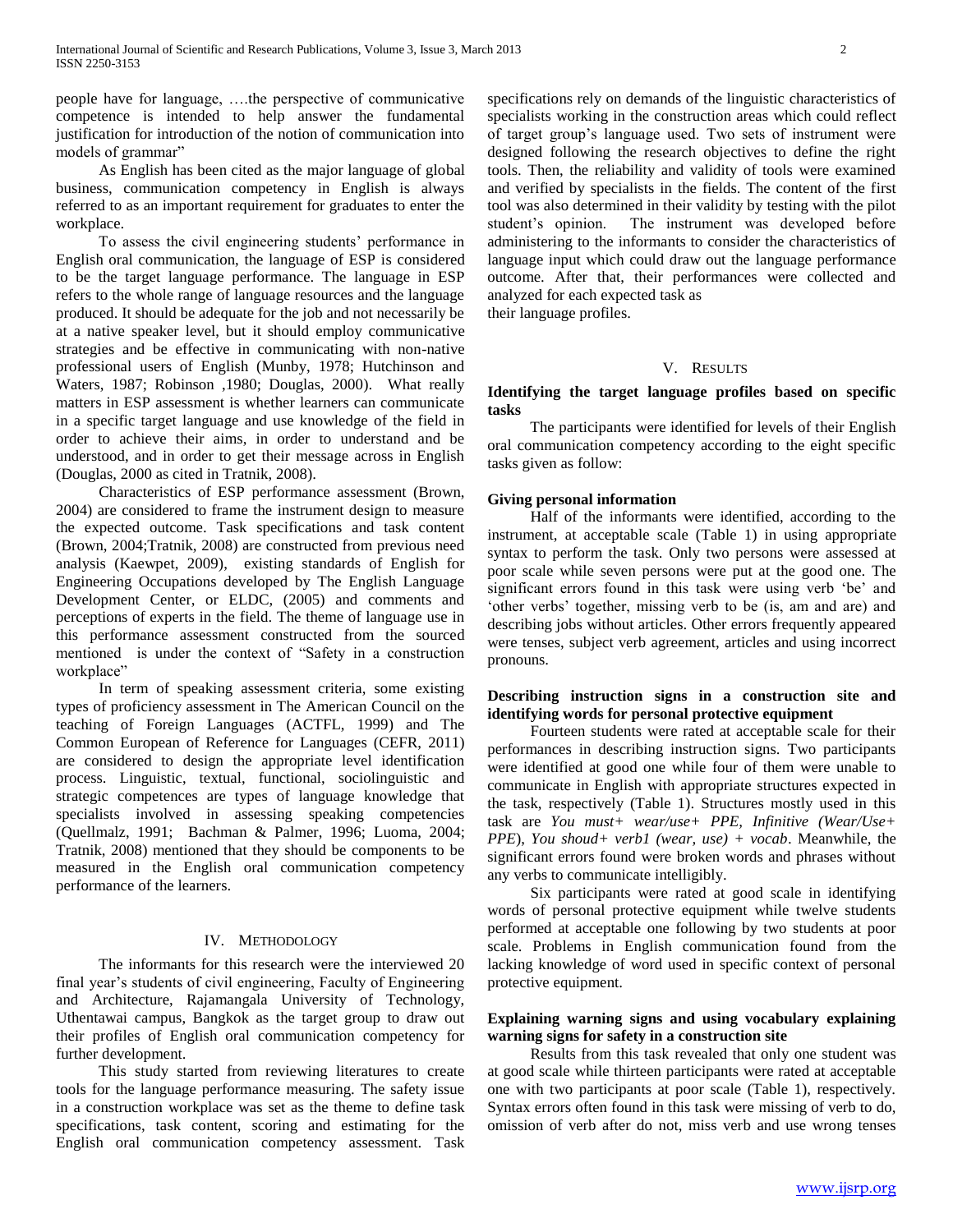people have for language, ….the perspective of communicative competence is intended to help answer the fundamental justification for introduction of the notion of communication into models of grammar"

As English has been cited as the major language of global business, communication competency in English is always referred to as an important requirement for graduates to enter the workplace.

To assess the civil engineering students' performance in English oral communication, the language of ESP is considered to be the target language performance. The language in ESP refers to the whole range of language resources and the language produced. It should be adequate for the job and not necessarily be at a native speaker level, but it should employ communicative strategies and be effective in communicating with non-native professional users of English (Munby, 1978; Hutchinson and Waters, 1987; Robinson ,1980; Douglas, 2000). What really matters in ESP assessment is whether learners can communicate in a specific target language and use knowledge of the field in order to achieve their aims, in order to understand and be understood, and in order to get their message across in English (Douglas, 2000 as cited in Tratnik, 2008).

Characteristics of ESP performance assessment (Brown, 2004) are considered to frame the instrument design to measure the expected outcome. Task specifications and task content (Brown, 2004;Tratnik, 2008) are constructed from previous need analysis (Kaewpet, 2009), existing standards of English for Engineering Occupations developed by The English Language Development Center, or ELDC, (2005) and comments and perceptions of experts in the field. The theme of language use in this performance assessment constructed from the sourced mentioned is under the context of "Safety in a construction workplace"

In term of speaking assessment criteria, some existing types of proficiency assessment in The American Council on the teaching of Foreign Languages (ACTFL, 1999) and The Common European of Reference for Languages (CEFR, 2011) are considered to design the appropriate level identification process. Linguistic, textual, functional, sociolinguistic and strategic competences are types of language knowledge that specialists involved in assessing speaking competencies (Quellmalz, 1991; Bachman & Palmer, 1996; Luoma, 2004; Tratnik, 2008) mentioned that they should be components to be measured in the English oral communication competency performance of the learners.

## IV. Methodology

The informants for this research were the interviewed 20 final year's students of civil engineering, Faculty of Engineering and Architecture, Rajamangala University of Technology, Uthentawai campus, Bangkok as the target group to draw out their profiles of English oral communication competency for further development.

This study started from reviewing literatures to create tools for the language performance measuring. The safety issue in a construction workplace was set as the theme to define task specifications, task content, scoring and estimating for the English oral communication competency assessment. Task specifications rely on demands of the linguistic characteristics of specialists working in the construction areas which could reflect of target group's language used. Two sets of instrument were designed following the research objectives to define the right tools. Then, the reliability and validity of tools were examined and verified by specialists in the fields. The content of the first tool was also determined in their validity by testing with the pilot student's opinion. The instrument was developed before administering to the informants to consider the characteristics of language input which could draw out the language performance outcome. After that, their performances were collected and analyzed for each expected task as their language profiles.

## V. Results

### Identifying the target language profiles based on specific tasks

The participants were identified for levels of their English oral communication competency according to the eight specific tasks given as follow:

#### Giving personal information

Half of the informants were identified, according to the instrument, at acceptable scale (Table 1) in using appropriate syntax to perform the task. Only two persons were assessed at poor scale while seven persons were put at the good one. The significant errors found in this task were using verb 'be' and 'other verbs' together, missing verb to be (is, am and are) and describing jobs without articles. Other errors frequently appeared were tenses, subject verb agreement, articles and using incorrect pronouns.

#### Describing instruction signs in a construction site and identifying words for personal protective equipment

Fourteen students were rated at acceptable scale for their performances in describing instruction signs. Two participants were identified at good one while four of them were unable to communicate in English with appropriate structures expected in the task, respectively (Table 1). Structures mostly used in this task are *You must+ wear/use+ PPE, Infinitive (Wear/Use+ PPE*), *You shoud+ verb1 (wear, use) + vocab*. Meanwhile, the significant errors found were broken words and phrases without any verbs to communicate intelligibly.

Six participants were rated at good scale in identifying words of personal protective equipment while twelve students performed at acceptable one following by two students at poor scale. Problems in English communication found from the lacking knowledge of word used in specific context of personal protective equipment.

#### Explaining warning signs and using vocabulary explaining warning signs for safety in a construction site

Results from this task revealed that only one student was at good scale while thirteen participants were rated at acceptable one with two participants at poor scale (Table 1), respectively. Syntax errors often found in this task were missing of verb to do, omission of verb after do not, miss verb and use wrong tenses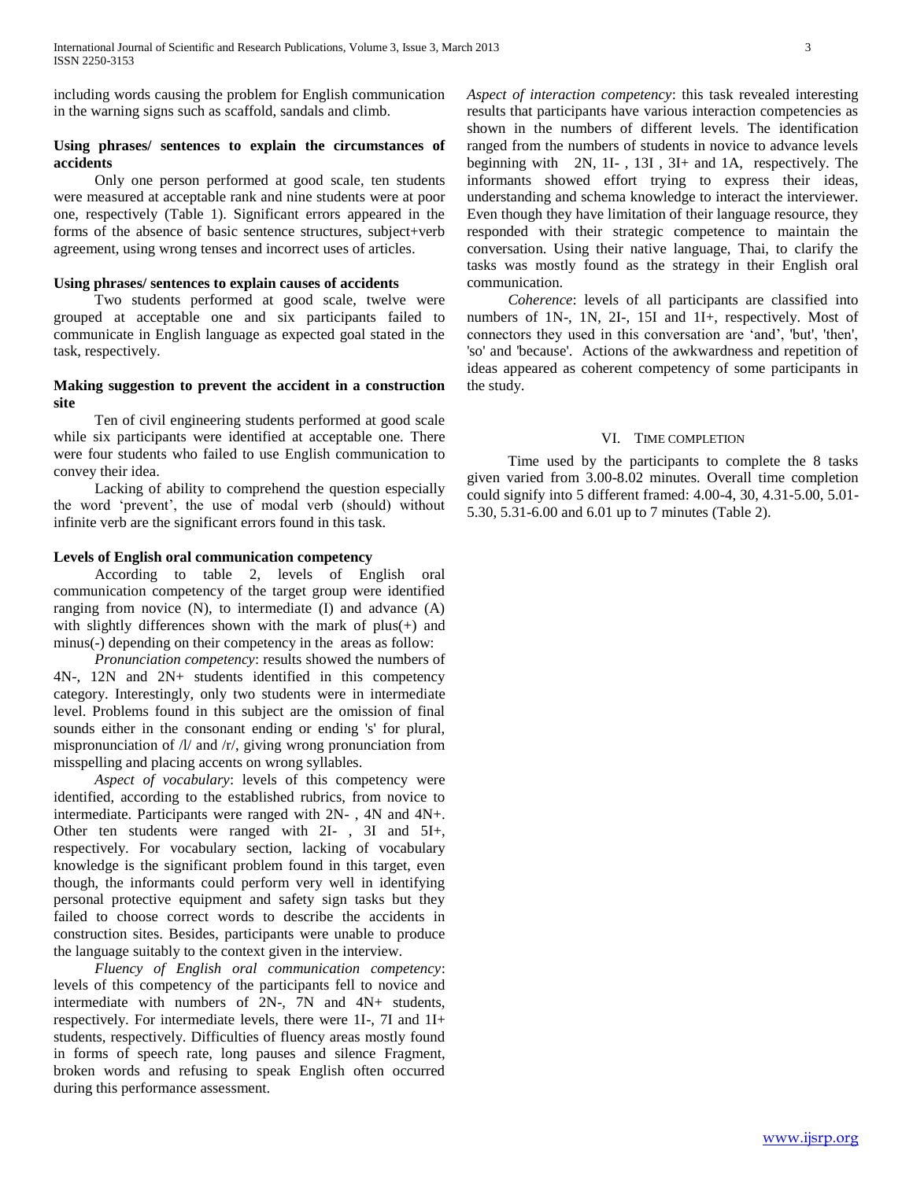including words causing the problem for English communication in the warning signs such as scaffold, sandals and climb.

**Using phrases/ sentences to explain the circumstances of accidents**

Only one person performed at good scale, ten students were measured at acceptable rank and nine students were at poor one, respectively (Table 1). Significant errors appeared in the forms of the absence of basic sentence structures, subject+verb agreement, using wrong tenses and incorrect uses of articles.

**Using phrases/ sentences to explain causes of accidents**

Two students performed at good scale, twelve were grouped at acceptable one and six participants failed to communicate in English language as expected goal stated in the task, respectively.

**Making suggestion to prevent the accident in a construction site**

Ten of civil engineering students performed at good scale while six participants were identified at acceptable one. There were four students who failed to use English communication to convey their idea.

Lacking of ability to comprehend the question especially the word 'prevent', the use of modal verb (should) without infinite verb are the significant errors found in this task.

**Levels of English oral communication competency**

According to table 2, levels of English oral communication competency of the target group were identified ranging from novice (N), to intermediate (I) and advance (A) with slightly differences shown with the mark of plus(+) and minus(-) depending on their competency in the areas as follow:

*Pronunciation competency*: results showed the numbers of 4N-, 12N and 2N+ students identified in this competency category. Interestingly, only two students were in intermediate level. Problems found in this subject are the omission of final sounds either in the consonant ending or ending 's' for plural, mispronunciation of /l/ and /r/, giving wrong pronunciation from misspelling and placing accents on wrong syllables.

*Aspect of vocabulary*: levels of this competency were identified, according to the established rubrics, from novice to intermediate. Participants were ranged with 2N- , 4N and 4N+. Other ten students were ranged with 2I- , 3I and 5I+, respectively. For vocabulary section, lacking of vocabulary knowledge is the significant problem found in this target, even though, the informants could perform very well in identifying personal protective equipment and safety sign tasks but they failed to choose correct words to describe the accidents in construction sites. Besides, participants were unable to produce the language suitably to the context given in the interview.

*Fluency of English oral communication competency*: levels of this competency of the participants fell to novice and intermediate with numbers of 2N-, 7N and 4N+ students, respectively. For intermediate levels, there were 1I-, 7I and 1I+ students, respectively. Difficulties of fluency areas mostly found in forms of speech rate, long pauses and silence Fragment, broken words and refusing to speak English often occurred during this performance assessment.

*Aspect of interaction competency*: this task revealed interesting results that participants have various interaction competencies as shown in the numbers of different levels. The identification ranged from the numbers of students in novice to advance levels beginning with 2N, 1I- , 13I , 3I+ and 1A, respectively. The informants showed effort trying to express their ideas, understanding and schema knowledge to interact the interviewer. Even though they have limitation of their language resource, they responded with their strategic competence to maintain the conversation. Using their native language, Thai, to clarify the tasks was mostly found as the strategy in their English oral communication.

*Coherence*: levels of all participants are classified into numbers of 1N-, 1N, 2I-, 15I and 1I+, respectively. Most of connectors they used in this conversation are 'and', 'but', 'then', 'so' and 'because'. Actions of the awkwardness and repetition of ideas appeared as coherent competency of some participants in the study.

## VI. TIME COMPLETION

Time used by the participants to complete the 8 tasks given varied from 3.00-8.02 minutes. Overall time completion could signify into 5 different framed: 4.00-4, 30, 4.31-5.00, 5.01-5.30, 5.31-6.00 and 6.01 up to 7 minutes (Table 2).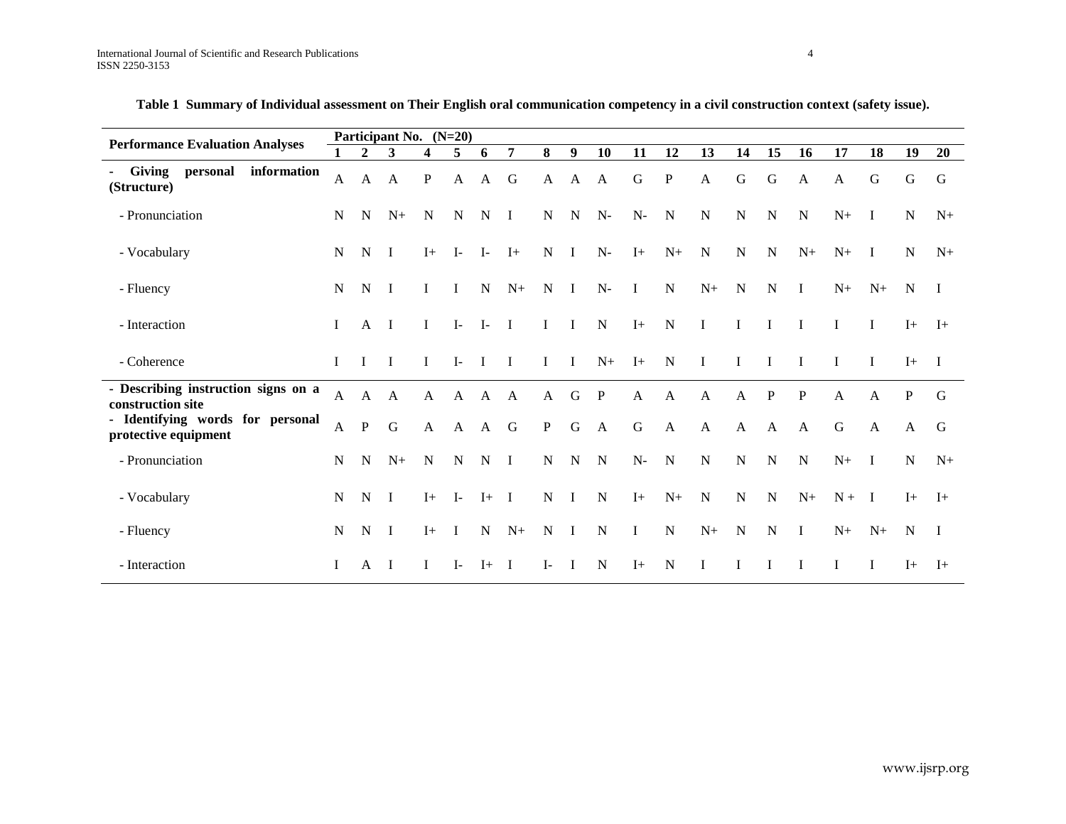**Table 1 Summary of Individual assessment on Their English oral communication competency in a civil construction context (safety issue).**

| Performance Evaluation Analyses | Participant No. (N=20) | | | | | | | | | | | | | | | | | | | |
|---|---|---|---|---|---|---|---|---|---|---|---|---|---|---|---|---|---|---|---|---|
| | **1** | **2** | **3** | **4** | **5** | **6** | **7** | **8** | **9** | **10** | **11** | **12** | **13** | **14** | **15** | **16** | **17** | **18** | **19** | **20** |
| **- Giving personal information (Structure)** | A | A | A | P | A | A | G | A | A | A | G | P | A | G | G | A | A | G | G | G |
| - Pronunciation | N | N | N+ | N | N | N | I | N | N | N- | N- | N | N | N | N | N | N+ | I | N | N+ |
| - Vocabulary | N | N | I | I+ | I- | I- | I+ | N | I | N- | I+ | N+ | N | N | N | N+ | N+ | I | N | N+ |
| - Fluency | N | N | I | I | I | N | N+ | N | I | N- | I | N | N+ | N | N | I | N+ | N+ | N | I |
| - Interaction | I | A | I | I | I- | I- | I | I | I | N | I+ | N | I | I | I | I | I | I | I+ | I+ |
| - Coherence | I | I | I | I | I- | I | I | I | I | N+ | I+ | N | I | I | I | I | I | I | I+ | I |
| **- Describing instruction signs on a construction site** | A | A | A | A | A | A | A | A | G | P | A | A | A | A | P | P | A | A | P | G |
| **- Identifying words for personal protective equipment** | A | P | G | A | A | A | G | P | G | A | G | A | A | A | A | A | G | A | A | G |
| - Pronunciation | N | N | N+ | N | N | N | I | N | N | N | N- | N | N | N | N | N | N+ | I | N | N+ |
| - Vocabulary | N | N | I | I+ | I- | I+ | I | N | I | N | I+ | N+ | N | N | N | N+ | N + | I | I+ | I+ |
| - Fluency | N | N | I | I+ | I | N | N+ | N | I | N | I | N | N+ | N | N | I | N+ | N+ | N | I |
| - Interaction | I | A | I | I | I- | I+ | I | I- | I | N | I+ | N | I | I | I | I | I | I | I+ | I+ |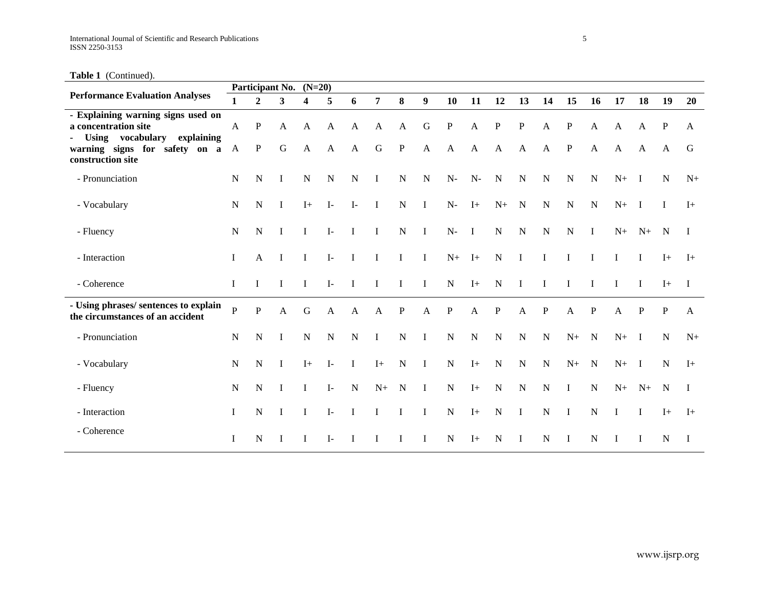**Table 1** (Continued).

| Performance Evaluation Analyses | Participant No. (N=20) | | | | | | | | | | | | | | | | | | | |
|---|---|---|---|---|---|---|---|---|---|---|---|---|---|---|---|---|---|---|---|---|
| | **1** | **2** | **3** | **4** | **5** | **6** | **7** | **8** | **9** | **10** | **11** | **12** | **13** | **14** | **15** | **16** | **17** | **18** | **19** | **20** |
| **- Explaining warning signs used on a concentration site** | A | P | A | A | A | A | A | A | G | P | A | P | P | A | P | A | A | A | P | A |
| **- Using vocabulary explaining warning signs for safety on a construction site** | A | P | G | A | A | A | G | P | A | A | A | A | A | A | P | A | A | A | A | G |
| - Pronunciation | N | N | I | N | N | N | I | N | N | N- | N- | N | N | N | N | N | N+ | I | N | N+ |
| - Vocabulary | N | N | I | I+ | I- | I- | I | N | I | N- | I+ | N+ | N | N | N | N | N+ | I | I | I+ |
| - Fluency | N | N | I | I | I- | I | I | N | I | N- | I | N | N | N | N | I | N+ | N+ | N | I |
| - Interaction | I | A | I | I | I- | I | I | I | I | N+ | I+ | N | I | I | I | I | I | I | I+ | I+ |
| - Coherence | I | I | I | I | I- | I | I | I | I | N | I+ | N | I | I | I | I | I | I | I+ | I |
| **- Using phrases/ sentences to explain the circumstances of an accident** | P | P | A | G | A | A | A | P | A | P | A | P | A | P | A | P | A | P | P | A |
| - Pronunciation | N | N | I | N | N | N | I | N | I | N | N | N | N | N | N+ | N | N+ | I | N | N+ |
| - Vocabulary | N | N | I | I+ | I- | I | I+ | N | I | N | I+ | N | N | N | N+ | N | N+ | I | N | I+ |
| - Fluency | N | N | I | I | I- | N | N+ | N | I | N | I+ | N | N | N | I | N | N+ | N+ | N | I |
| - Interaction | I | N | I | I | I- | I | I | I | I | N | I+ | N | I | N | I | N | I | I | I+ | I+ |
| - Coherence | I | N | I | I | I- | I | I | I | I | N | I+ | N | I | N | I | N | I | I | N | I |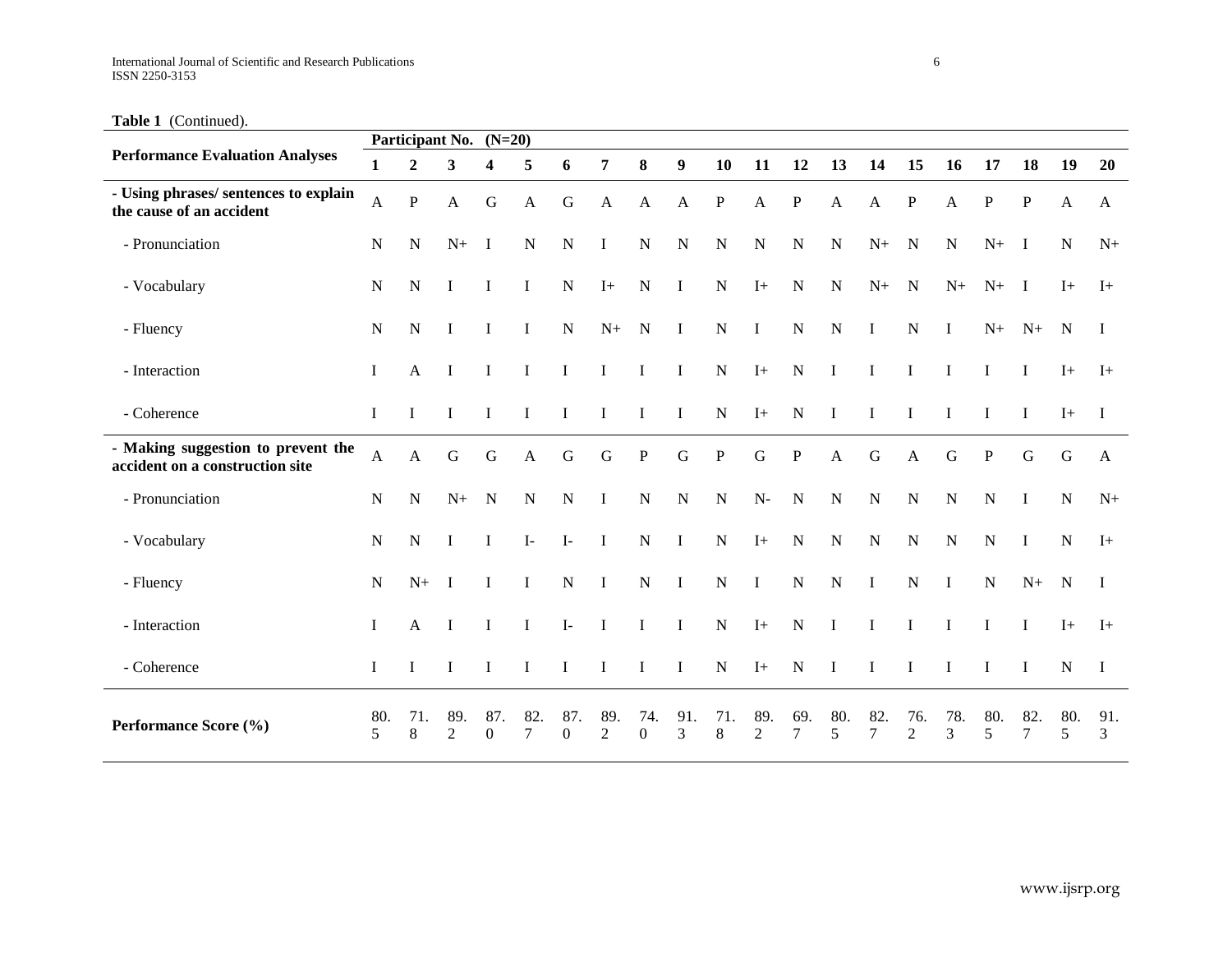**Table 1** (Continued).

| Performance Evaluation Analyses | Participant No. (N=20) | | | | | | | | | | | | | | | | | | | |
|---|---|---|---|---|---|---|---|---|---|---|---|---|---|---|---|---|---|---|---|---|
| | **1** | **2** | **3** | **4** | **5** | **6** | **7** | **8** | **9** | **10** | **11** | **12** | **13** | **14** | **15** | **16** | **17** | **18** | **19** | **20** |
| **- Using phrases/ sentences to explain the cause of an accident** | A | P | A | G | A | G | A | A | A | P | A | P | A | A | P | A | P | P | A | A |
| - Pronunciation | N | N | N+ | I | N | N | I | N | N | N | N | N | N | N+ | N | N | N+ | I | N | N+ |
| - Vocabulary | N | N | I | I | I | N | I+ | N | I | N | I+ | N | N | N+ | N | N+ | N+ | I | I+ | I+ |
| - Fluency | N | N | I | I | I | N | N+ | N | I | N | I | N | N | I | N | I | N+ | N+ | N | I |
| - Interaction | I | A | I | I | I | I | I | I | I | N | I+ | N | I | I | I | I | I | I | I+ | I+ |
| - Coherence | I | I | I | I | I | I | I | I | I | N | I+ | N | I | I | I | I | I | I | I+ | I |
| **- Making suggestion to prevent the accident on a construction site** | A | A | G | G | A | G | G | P | G | P | G | P | A | G | A | G | P | G | G | A |
| - Pronunciation | N | N | N+ | N | N | N | I | N | N | N | N- | N | N | N | N | N | N | I | N | N+ |
| - Vocabulary | N | N | I | I | I- | I- | I | N | I | N | I+ | N | N | N | N | N | N | I | N | I+ |
| - Fluency | N | N+ | I | I | I | N | I | N | I | N | I | N | N | I | N | I | N | N+ | N | I |
| - Interaction | I | A | I | I | I | I- | I | I | I | N | I+ | N | I | I | I | I | I | I | I+ | I+ |
| - Coherence | I | I | I | I | I | I | I | I | I | N | I+ | N | I | I | I | I | I | I | N | I |
| **Performance Score (%)** | 80.5 | 71.8 | 89.2 | 87.0 | 82.7 | 87.0 | 89.2 | 74.0 | 91.3 | 71.8 | 89.2 | 69.7 | 80.5 | 82.7 | 76.2 | 78.3 | 80.5 | 82.7 | 80.5 | 91.3 |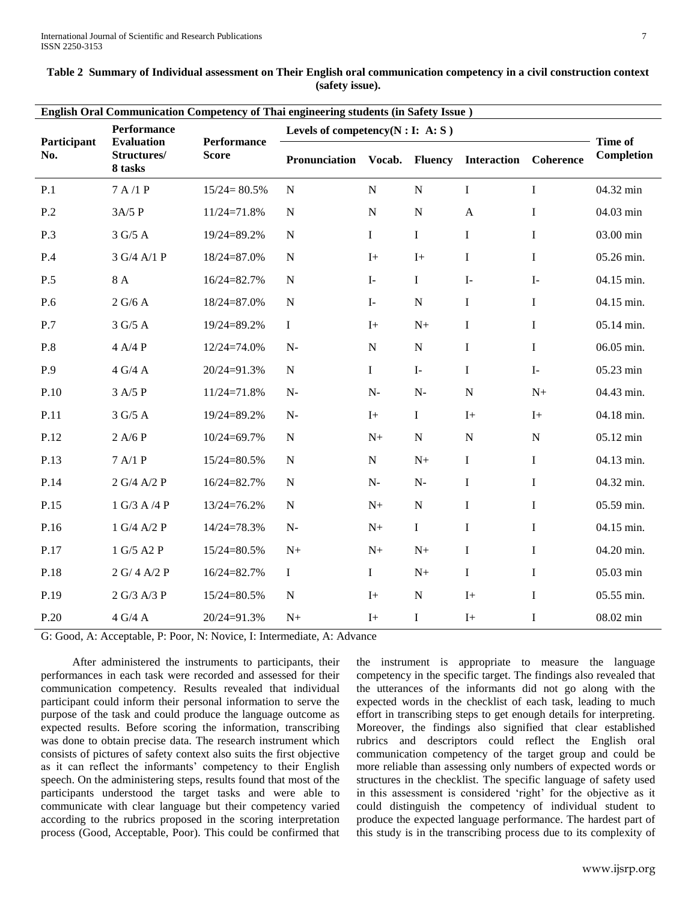**Table 2 Summary of Individual assessment on Their English oral communication competency in a civil construction context (safety issue).**

| English Oral Communication Competency of Thai engineering students (in Safety Issue ) | | | | | | | | |
|---|---|---|---|---|---|---|---|---|
| Participant No. | Performance Evaluation Structures/ 8 tasks | Performance Score | Levels of competency(N : I: A: S ) | | | | | Time of Completion |
| | | | Pronunciation | Vocab. | Fluency | Interaction | Coherence | |
| P.1 | 7 A /1 P | 15/24= 80.5% | N | N | N | I | I | 04.32 min |
| P.2 | 3A/5 P | 11/24=71.8% | N | N | N | A | I | 04.03 min |
| P.3 | 3 G/5 A | 19/24=89.2% | N | I | I | I | I | 03.00 min |
| P.4 | 3 G/4 A/1 P | 18/24=87.0% | N | I+ | I+ | I | I | 05.26 min. |
| P.5 | 8 A | 16/24=82.7% | N | I- | I | I- | I- | 04.15 min. |
| P.6 | 2 G/6 A | 18/24=87.0% | N | I- | N | I | I | 04.15 min. |
| P.7 | 3 G/5 A | 19/24=89.2% | I | I+ | N+ | I | I | 05.14 min. |
| P.8 | 4 A/4 P | 12/24=74.0% | N- | N | N | I | I | 06.05 min. |
| P.9 | 4 G/4 A | 20/24=91.3% | N | I | I- | I | I- | 05.23 min |
| P.10 | 3 A/5 P | 11/24=71.8% | N- | N- | N- | N | N+ | 04.43 min. |
| P.11 | 3 G/5 A | 19/24=89.2% | N- | I+ | I | I+ | I+ | 04.18 min. |
| P.12 | 2 A/6 P | 10/24=69.7% | N | N+ | N | N | N | 05.12 min |
| P.13 | 7 A/1 P | 15/24=80.5% | N | N | N+ | I | I | 04.13 min. |
| P.14 | 2 G/4 A/2 P | 16/24=82.7% | N | N- | N- | I | I | 04.32 min. |
| P.15 | 1 G/3 A /4 P | 13/24=76.2% | N | N+ | N | I | I | 05.59 min. |
| P.16 | 1 G/4 A/2 P | 14/24=78.3% | N- | N+ | I | I | I | 04.15 min. |
| P.17 | 1 G/5 A2 P | 15/24=80.5% | N+ | N+ | N+ | I | I | 04.20 min. |
| P.18 | 2 G/ 4 A/2 P | 16/24=82.7% | I | I | N+ | I | I | 05.03 min |
| P.19 | 2 G/3 A/3 P | 15/24=80.5% | N | I+ | N | I+ | I | 05.55 min. |
| P.20 | 4 G/4 A | 20/24=91.3% | N+ | I+ | I | I+ | I | 08.02 min |

G: Good, A: Acceptable, P: Poor, N: Novice, I: Intermediate, A: Advance

After administered the instruments to participants, their performances in each task were recorded and assessed for their communication competency. Results revealed that individual participant could inform their personal information to serve the purpose of the task and could produce the language outcome as expected results. Before scoring the information, transcribing was done to obtain precise data. The research instrument which consists of pictures of safety context also suits the first objective as it can reflect the informants' competency to their English speech. On the administering steps, results found that most of the participants understood the target tasks and were able to communicate with clear language but their competency varied according to the rubrics proposed in the scoring interpretation process (Good, Acceptable, Poor). This could be confirmed that the instrument is appropriate to measure the language competency in the specific target. The findings also revealed that the utterances of the informants did not go along with the expected words in the checklist of each task, leading to much effort in transcribing steps to get enough details for interpreting. Moreover, the findings also signified that clear established rubrics and descriptors could reflect the English oral communication competency of the target group and could be more reliable than assessing only numbers of expected words or structures in the checklist. The specific language of safety used in this assessment is considered 'right' for the objective as it could distinguish the competency of individual student to produce the expected language performance. The hardest part of this study is in the transcribing process due to its complexity of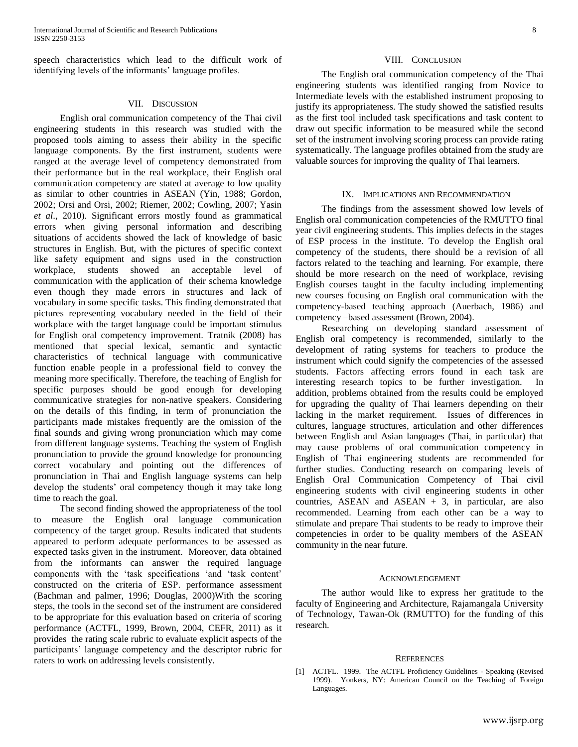speech characteristics which lead to the difficult work of identifying levels of the informants' language profiles.

## VII. Discussion

English oral communication competency of the Thai civil engineering students in this research was studied with the proposed tools aiming to assess their ability in the specific language components. By the first instrument, students were ranged at the average level of competency demonstrated from their performance but in the real workplace, their English oral communication competency are stated at average to low quality as similar to other countries in ASEAN (Yin, 1988; Gordon, 2002; Orsi and Orsi, 2002; Riemer, 2002; Cowling, 2007; Yasin *et al*., 2010). Significant errors mostly found as grammatical errors when giving personal information and describing situations of accidents showed the lack of knowledge of basic structures in English. But, with the pictures of specific context like safety equipment and signs used in the construction workplace, students showed an acceptable level of communication with the application of their schema knowledge even though they made errors in structures and lack of vocabulary in some specific tasks. This finding demonstrated that pictures representing vocabulary needed in the field of their workplace with the target language could be important stimulus for English oral competency improvement. Tratnik (2008) has mentioned that special lexical, semantic and syntactic characteristics of technical language with communicative function enable people in a professional field to convey the meaning more specifically. Therefore, the teaching of English for specific purposes should be good enough for developing communicative strategies for non-native speakers. Considering on the details of this finding, in term of pronunciation the participants made mistakes frequently are the omission of the final sounds and giving wrong pronunciation which may come from different language systems. Teaching the system of English pronunciation to provide the ground knowledge for pronouncing correct vocabulary and pointing out the differences of pronunciation in Thai and English language systems can help develop the students' oral competency though it may take long time to reach the goal.

The second finding showed the appropriateness of the tool to measure the English oral language communication competency of the target group. Results indicated that students appeared to perform adequate performances to be assessed as expected tasks given in the instrument. Moreover, data obtained from the informants can answer the required language components with the 'task specifications 'and 'task content' constructed on the criteria of ESP. performance assessment (Bachman and palmer, 1996; Douglas, 2000)With the scoring steps, the tools in the second set of the instrument are considered to be appropriate for this evaluation based on criteria of scoring performance (ACTFL, 1999, Brown, 2004, CEFR, 2011) as it provides the rating scale rubric to evaluate explicit aspects of the participants' language competency and the descriptor rubric for raters to work on addressing levels consistently.

## VIII. Conclusion

The English oral communication competency of the Thai engineering students was identified ranging from Novice to Intermediate levels with the established instrument proposing to justify its appropriateness. The study showed the satisfied results as the first tool included task specifications and task content to draw out specific information to be measured while the second set of the instrument involving scoring process can provide rating systematically. The language profiles obtained from the study are valuable sources for improving the quality of Thai learners.

## IX. Implications and Recommendation

The findings from the assessment showed low levels of English oral communication competencies of the RMUTTO final year civil engineering students. This implies defects in the stages of ESP process in the institute. To develop the English oral competency of the students, there should be a revision of all factors related to the teaching and learning. For example, there should be more research on the need of workplace, revising English courses taught in the faculty including implementing new courses focusing on English oral communication with the competency-based teaching approach (Auerbach, 1986) and competency –based assessment (Brown, 2004).

Researching on developing standard assessment of English oral competency is recommended, similarly to the development of rating systems for teachers to produce the instrument which could signify the competencies of the assessed students. Factors affecting errors found in each task are interesting research topics to be further investigation. In addition, problems obtained from the results could be employed for upgrading the quality of Thai learners depending on their lacking in the market requirement. Issues of differences in cultures, language structures, articulation and other differences between English and Asian languages (Thai, in particular) that may cause problems of oral communication competency in English of Thai engineering students are recommended for further studies. Conducting research on comparing levels of English Oral Communication Competency of Thai civil engineering students with civil engineering students in other countries, ASEAN and ASEAN + 3, in particular, are also recommended. Learning from each other can be a way to stimulate and prepare Thai students to be ready to improve their competencies in order to be quality members of the ASEAN community in the near future.

## Acknowledgement

The author would like to express her gratitude to the faculty of Engineering and Architecture, Rajamangala University of Technology, Tawan-Ok (RMUTTO) for the funding of this research.

## References

[1] ACTFL. 1999. The ACTFL Proficiency Guidelines - Speaking (Revised 1999). Yonkers, NY: American Council on the Teaching of Foreign Languages.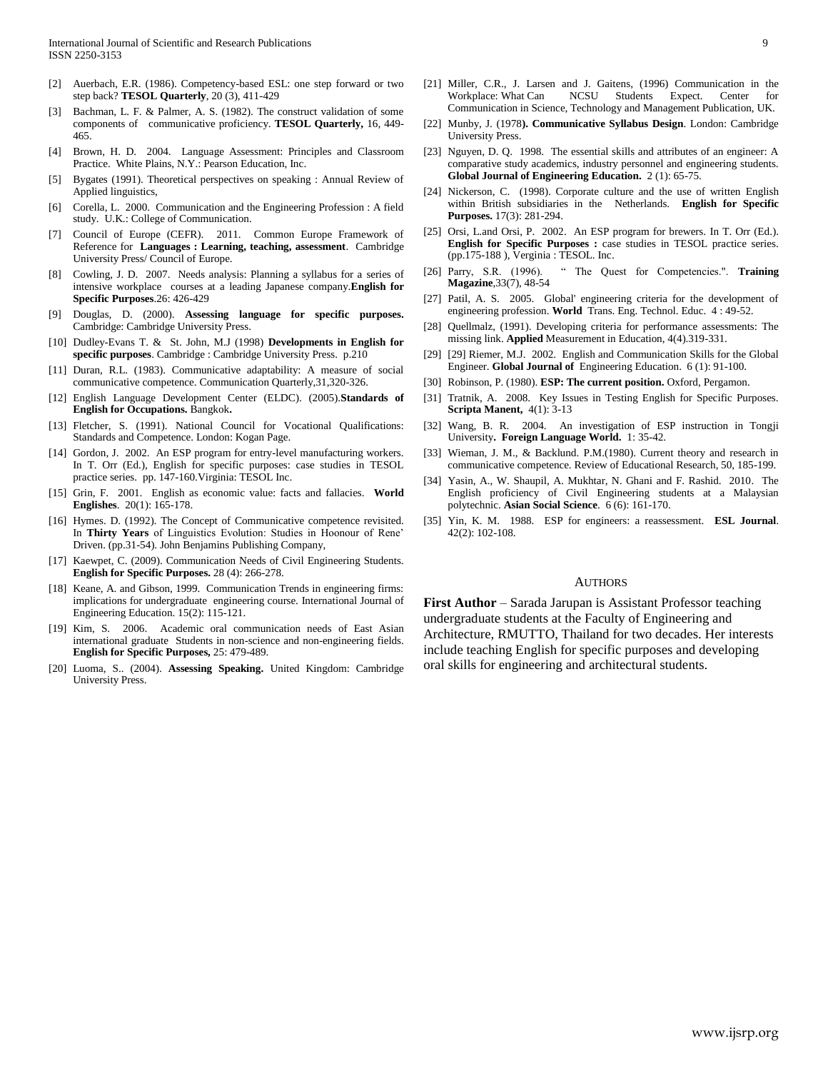[2] Auerbach, E.R. (1986). Competency-based ESL: one step forward or two step back? **TESOL Quarterly**, 20 (3), 411-429

[3] Bachman, L. F. & Palmer, A. S. (1982). The construct validation of some components of communicative proficiency. **TESOL Quarterly,** 16, 449-465.

[4] Brown, H. D. 2004. Language Assessment: Principles and Classroom Practice. White Plains, N.Y.: Pearson Education, Inc.

[5] Bygates (1991). Theoretical perspectives on speaking : Annual Review of Applied linguistics,

[6] Corella, L. 2000. Communication and the Engineering Profession : A field study. U.K.: College of Communication.

[7] Council of Europe (CEFR). 2011. Common Europe Framework of Reference for **Languages : Learning, teaching, assessment**. Cambridge University Press/ Council of Europe.

[8] Cowling, J. D. 2007. Needs analysis: Planning a syllabus for a series of intensive workplace courses at a leading Japanese company.**English for Specific Purposes**.26: 426-429

[9] Douglas, D. (2000). **Assessing language for specific purposes.** Cambridge: Cambridge University Press.

[10] Dudley-Evans T. & St. John, M.J (1998) **Developments in English for specific purposes**. Cambridge : Cambridge University Press. p.210

[11] Duran, R.L. (1983). Communicative adaptability: A measure of social communicative competence. Communication Quarterly,31,320-326.

[12] English Language Development Center (ELDC). (2005).**Standards of English for Occupations.** Bangkok**.**

[13] Fletcher, S. (1991). National Council for Vocational Qualifications: Standards and Competence. London: Kogan Page.

[14] Gordon, J. 2002. An ESP program for entry-level manufacturing workers. In T. Orr (Ed.), English for specific purposes: case studies in TESOL practice series. pp. 147-160.Virginia: TESOL Inc.

[15] Grin, F. 2001. English as economic value: facts and fallacies. **World Englishes**. 20(1): 165-178.

[16] Hymes. D. (1992). The Concept of Communicative competence revisited. In **Thirty Years** of Linguistics Evolution: Studies in Hoonour of Rene' Driven. (pp.31-54). John Benjamins Publishing Company,

[17] Kaewpet, C. (2009). Communication Needs of Civil Engineering Students. **English for Specific Purposes.** 28 (4): 266-278.

[18] Keane, A. and Gibson, 1999. Communication Trends in engineering firms: implications for undergraduate engineering course. International Journal of Engineering Education. 15(2): 115-121.

[19] Kim, S. 2006. Academic oral communication needs of East Asian international graduate Students in non-science and non-engineering fields. **English for Specific Purposes,** 25: 479-489.

[20] Luoma, S.. (2004). **Assessing Speaking.** United Kingdom: Cambridge University Press.

[21] Miller, C.R., J. Larsen and J. Gaitens, (1996) Communication in the Workplace: What Can NCSU Students Expect. Center for Communication in Science, Technology and Management Publication, UK.

[22] Munby, J. (1978**). Communicative Syllabus Design**. London: Cambridge University Press.

[23] Nguyen, D. Q. 1998. The essential skills and attributes of an engineer: A comparative study academics, industry personnel and engineering students. **Global Journal of Engineering Education.** 2 (1): 65-75.

[24] Nickerson, C. (1998). Corporate culture and the use of written English within British subsidiaries in the Netherlands. **English for Specific Purposes.** 17(3): 281-294.

[25] Orsi, L.and Orsi, P. 2002. An ESP program for brewers. In T. Orr (Ed.). **English for Specific Purposes :** case studies in TESOL practice series. (pp.175-188 ), Verginia : TESOL. Inc.

[26] Parry, S.R. (1996). " The Quest for Competencies.". **Training Magazine**,33(7), 48-54

[27] Patil, A. S. 2005. Global' engineering criteria for the development of engineering profession. **World** Trans. Eng. Technol. Educ. 4 : 49-52.

[28] Quellmalz, (1991). Developing criteria for performance assessments: The missing link. **Applied** Measurement in Education, 4(4).319-331.

[29] [29] Riemer, M.J. 2002. English and Communication Skills for the Global Engineer. **Global Journal of** Engineering Education. 6 (1): 91-100.

[30] Robinson, P. (1980). **ESP: The current position.** Oxford, Pergamon.

[31] Tratnik, A. 2008. Key Issues in Testing English for Specific Purposes. **Scripta Manent,** 4(1): 3-13

[32] Wang, B. R. 2004. An investigation of ESP instruction in Tongji University**. Foreign Language World.** 1: 35-42.

[33] Wieman, J. M., & Backlund. P.M.(1980). Current theory and research in communicative competence. Review of Educational Research, 50, 185-199.

[34] Yasin, A., W. Shaupil, A. Mukhtar, N. Ghani and F. Rashid. 2010. The English proficiency of Civil Engineering students at a Malaysian polytechnic. **Asian Social Science**. 6 (6): 161-170.

[35] Yin, K. M. 1988. ESP for engineers: a reassessment. **ESL Journal**. 42(2): 102-108.

## AUTHORS

**First Author** – Sarada Jarupan is Assistant Professor teaching undergraduate students at the Faculty of Engineering and Architecture, RMUTTO, Thailand for two decades. Her interests include teaching English for specific purposes and developing oral skills for engineering and architectural students.